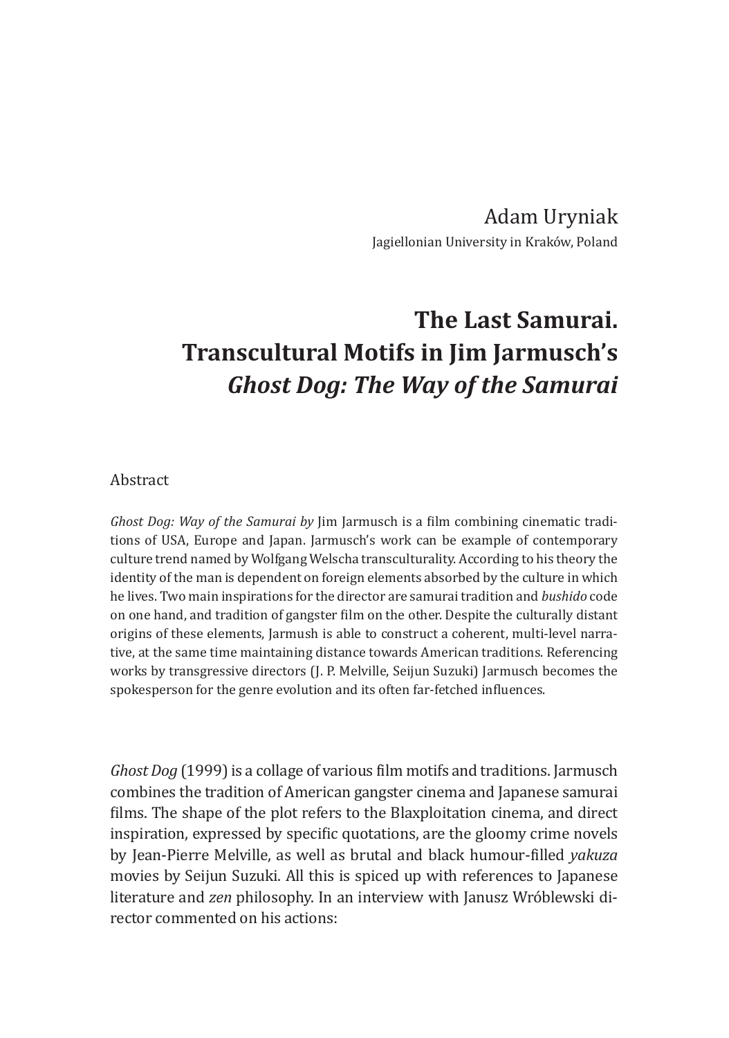Adam Uryniak

Jagiellonian University in Kraków, Poland

# The Last Samurai. Transcultural Motifs in Jim Jarmusch's *Ghost Dog: The Way of the Samurai*

## Abstract

*Ghost Dog: Way of the Samurai by* Jim Jarmusch is a film combining cinematic traditions of USA, Europe and Japan. Jarmusch's work can be example of contemporary culture trend named by Wolfgang Welscha transculturality. According to his theory the identity of the man is dependent on foreign elements absorbed by the culture in which he lives. Two main inspirations for the director are samurai tradition and *bushido* code on one hand, and tradition of gangster film on the other. Despite the culturally distant origins of these elements, Jarmush is able to construct a coherent, multi-level narrative, at the same time maintaining distance towards American traditions. Referencing works by transgressive directors (J. P. Melville, Seijun Suzuki) Jarmusch becomes the spokesperson for the genre evolution and its often far-fetched influences.

*Ghost Dog* (1999) is a collage of various film motifs and traditions. Jarmusch combines the tradition of American gangster cinema and Japanese samurai films. The shape of the plot refers to the Blaxploitation cinema, and direct inspiration, expressed by specific quotations, are the gloomy crime novels by Jean-Pierre Melville, as well as brutal and black humour-filled *yakuza* movies by Seijun Suzuki. All this is spiced up with references to Japanese literature and *zen* philosophy. In an interview with Janusz Wróblewski director commented on his actions: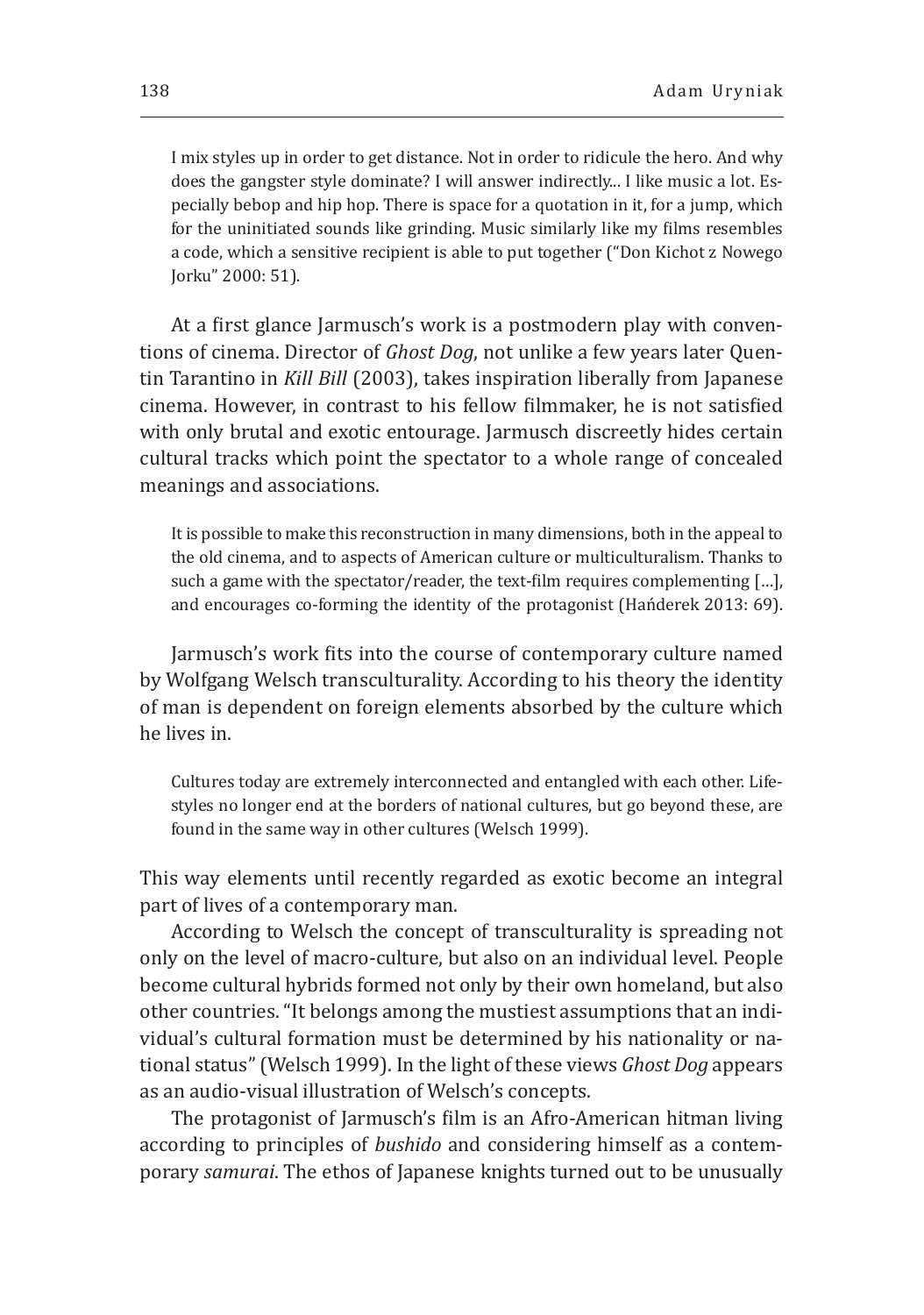> I mix styles up in order to get distance. Not in order to ridicule the hero. And why does the gangster style dominate? I will answer indirectly... I like music a lot. Especially bebop and hip hop. There is space for a quotation in it, for a jump, which for the uninitiated sounds like grinding. Music similarly like my films resembles a code, which a sensitive recipient is able to put together ("Don Kichot z Nowego Jorku" 2000: 51).

At a first glance Jarmusch's work is a postmodern play with conventions of cinema. Director of *Ghost Dog*, not unlike a few years later Quentin Tarantino in *Kill Bill* (2003), takes inspiration liberally from Japanese cinema. However, in contrast to his fellow filmmaker, he is not satisfied with only brutal and exotic entourage. Jarmusch discreetly hides certain cultural tracks which point the spectator to a whole range of concealed meanings and associations.

> It is possible to make this reconstruction in many dimensions, both in the appeal to the old cinema, and to aspects of American culture or multiculturalism. Thanks to such a game with the spectator/reader, the text-film requires complementing […], and encourages co-forming the identity of the protagonist (Hańderek 2013: 69).

Jarmusch's work fits into the course of contemporary culture named by Wolfgang Welsch transculturality. According to his theory the identity of man is dependent on foreign elements absorbed by the culture which he lives in.

> Cultures today are extremely interconnected and entangled with each other. Lifestyles no longer end at the borders of national cultures, but go beyond these, are found in the same way in other cultures (Welsch 1999).

This way elements until recently regarded as exotic become an integral part of lives of a contemporary man.

According to Welsch the concept of transculturality is spreading not only on the level of macro-culture, but also on an individual level. People become cultural hybrids formed not only by their own homeland, but also other countries. "It belongs among the mustiest assumptions that an individual's cultural formation must be determined by his nationality or national status" (Welsch 1999). In the light of these views *Ghost Dog* appears as an audio-visual illustration of Welsch's concepts.

The protagonist of Jarmusch's film is an Afro-American hitman living according to principles of *bushido* and considering himself as a contemporary *samurai*. The ethos of Japanese knights turned out to be unusually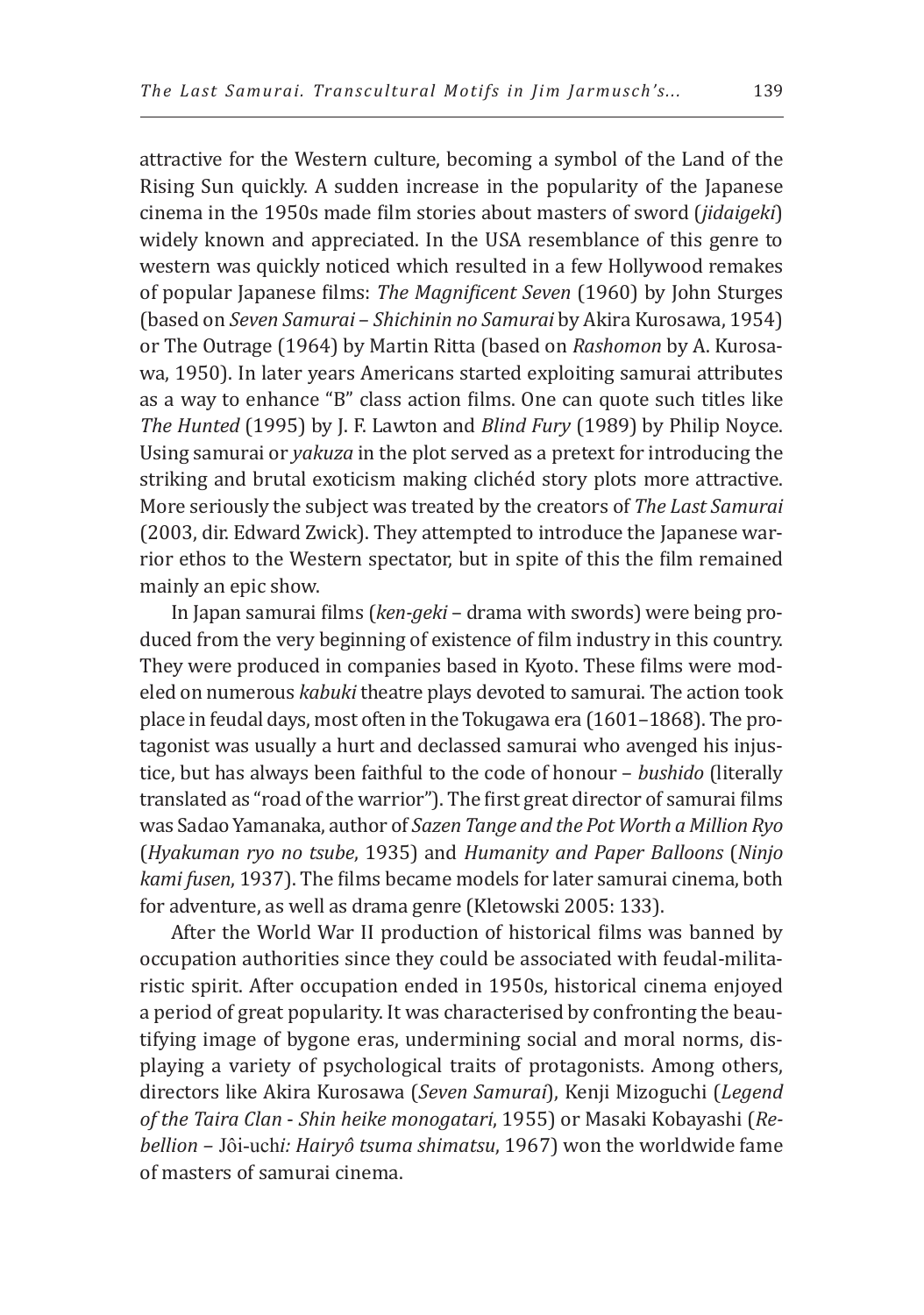attractive for the Western culture, becoming a symbol of the Land of the Rising Sun quickly. A sudden increase in the popularity of the Japanese cinema in the 1950s made film stories about masters of sword (*jidaigeki*) widely known and appreciated. In the USA resemblance of this genre to western was quickly noticed which resulted in a few Hollywood remakes of popular Japanese films: *The Magnificent Seven* (1960) by John Sturges (based on *Seven Samurai – Shichinin no Samurai* by Akira Kurosawa, 1954) or The Outrage (1964) by Martin Ritta (based on *Rashomon* by A. Kurosawa, 1950). In later years Americans started exploiting samurai attributes as a way to enhance "B" class action films. One can quote such titles like *The Hunted* (1995) by J. F. Lawton and *Blind Fury* (1989) by Philip Noyce. Using samurai or *yakuza* in the plot served as a pretext for introducing the striking and brutal exoticism making clichéd story plots more attractive. More seriously the subject was treated by the creators of *The Last Samurai* (2003, dir. Edward Zwick). They attempted to introduce the Japanese warrior ethos to the Western spectator, but in spite of this the film remained mainly an epic show.

In Japan samurai films (*ken-geki* – drama with swords) were being produced from the very beginning of existence of film industry in this country. They were produced in companies based in Kyoto. These films were modeled on numerous *kabuki* theatre plays devoted to samurai. The action took place in feudal days, most often in the Tokugawa era (1601–1868). The protagonist was usually a hurt and declassed samurai who avenged his injustice, but has always been faithful to the code of honour – *bushido* (literally translated as "road of the warrior"). The first great director of samurai films was Sadao Yamanaka, author of *Sazen Tange and the Pot Worth a Million Ryo* (*Hyakuman ryo no tsube*, 1935) and *Humanity and Paper Balloons* (*Ninjo kami fusen*, 1937). The films became models for later samurai cinema, both for adventure, as well as drama genre (Kletowski 2005: 133).

After the World War II production of historical films was banned by occupation authorities since they could be associated with feudal-militaristic spirit. After occupation ended in 1950s, historical cinema enjoyed a period of great popularity. It was characterised by confronting the beautifying image of bygone eras, undermining social and moral norms, displaying a variety of psychological traits of protagonists. Among others, directors like Akira Kurosawa (*Seven Samurai*), Kenji Mizoguchi (*Legend of the Taira Clan - Shin heike monogatari*, 1955) or Masaki Kobayashi (*Rebellion* – Jôi-uchi*: Hairyô tsuma shimatsu*, 1967) won the worldwide fame of masters of samurai cinema.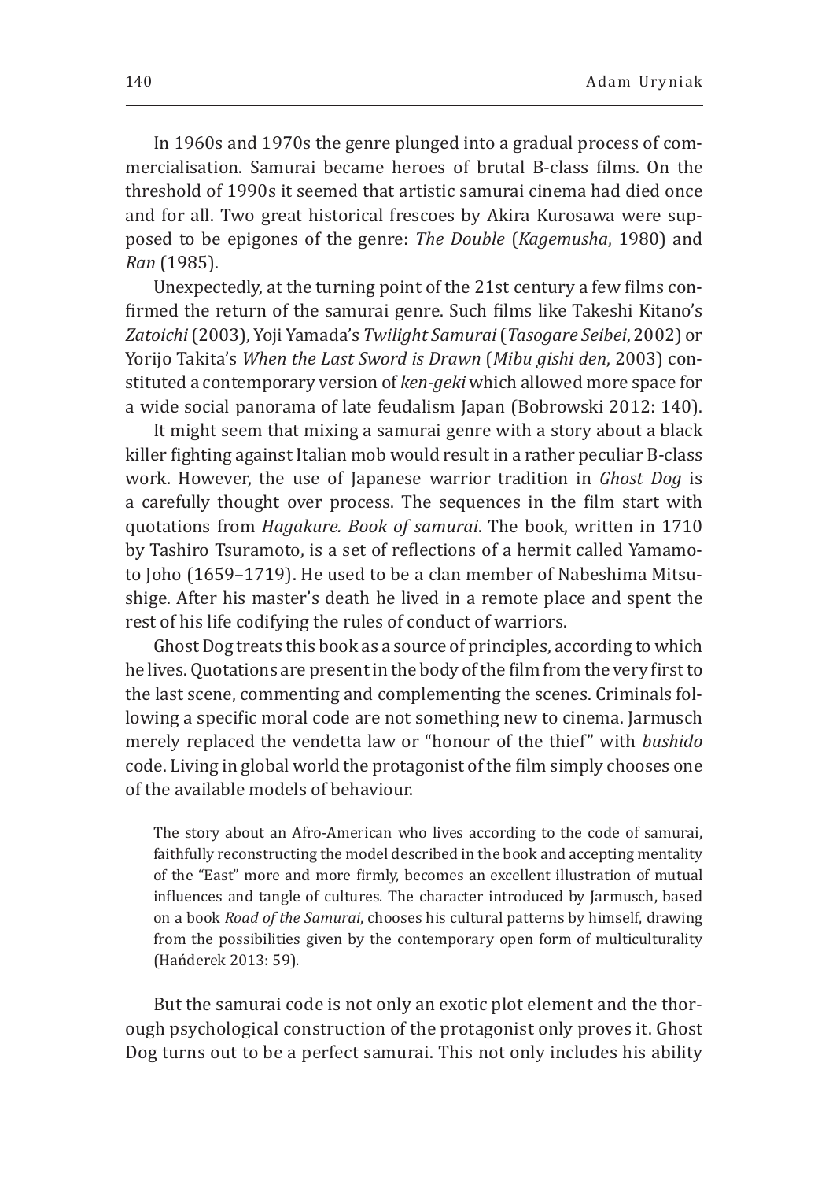In 1960s and 1970s the genre plunged into a gradual process of commercialisation. Samurai became heroes of brutal B-class films. On the threshold of 1990s it seemed that artistic samurai cinema had died once and for all. Two great historical frescoes by Akira Kurosawa were supposed to be epigones of the genre: *The Double* (*Kagemusha*, 1980) and *Ran* (1985).

Unexpectedly, at the turning point of the 21st century a few films confirmed the return of the samurai genre. Such films like Takeshi Kitano's *Zatoichi* (2003), Yoji Yamada's *Twilight Samurai* (*Tasogare Seibei*, 2002) or Yorijo Takita's *When the Last Sword is Drawn* (*Mibu gishi den*, 2003) constituted a contemporary version of *ken-geki* which allowed more space for a wide social panorama of late feudalism Japan (Bobrowski 2012: 140).

It might seem that mixing a samurai genre with a story about a black killer fighting against Italian mob would result in a rather peculiar B-class work. However, the use of Japanese warrior tradition in *Ghost Dog* is a carefully thought over process. The sequences in the film start with quotations from *Hagakure. Book of samurai*. The book, written in 1710 by Tashiro Tsuramoto, is a set of reflections of a hermit called Yamamoto Joho (1659–1719). He used to be a clan member of Nabeshima Mitsushige. After his master's death he lived in a remote place and spent the rest of his life codifying the rules of conduct of warriors.

Ghost Dog treats this book as a source of principles, according to which he lives. Quotations are present in the body of the film from the very first to the last scene, commenting and complementing the scenes. Criminals following a specific moral code are not something new to cinema. Jarmusch merely replaced the vendetta law or "honour of the thief" with *bushido* code. Living in global world the protagonist of the film simply chooses one of the available models of behaviour.

> The story about an Afro-American who lives according to the code of samurai, faithfully reconstructing the model described in the book and accepting mentality of the "East" more and more firmly, becomes an excellent illustration of mutual influences and tangle of cultures. The character introduced by Jarmusch, based on a book *Road of the Samurai*, chooses his cultural patterns by himself, drawing from the possibilities given by the contemporary open form of multiculturality (Hańderek 2013: 59).

But the samurai code is not only an exotic plot element and the thorough psychological construction of the protagonist only proves it. Ghost Dog turns out to be a perfect samurai. This not only includes his ability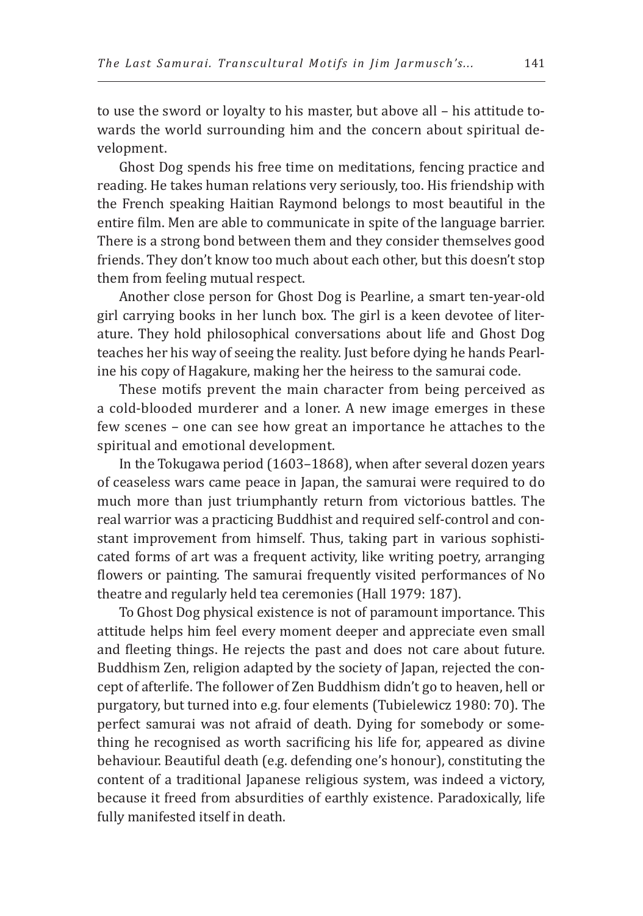to use the sword or loyalty to his master, but above all – his attitude towards the world surrounding him and the concern about spiritual development.

Ghost Dog spends his free time on meditations, fencing practice and reading. He takes human relations very seriously, too. His friendship with the French speaking Haitian Raymond belongs to most beautiful in the entire film. Men are able to communicate in spite of the language barrier. There is a strong bond between them and they consider themselves good friends. They don't know too much about each other, but this doesn't stop them from feeling mutual respect.

Another close person for Ghost Dog is Pearline, a smart ten-year-old girl carrying books in her lunch box. The girl is a keen devotee of literature. They hold philosophical conversations about life and Ghost Dog teaches her his way of seeing the reality. Just before dying he hands Pearline his copy of Hagakure, making her the heiress to the samurai code.

These motifs prevent the main character from being perceived as a cold-blooded murderer and a loner. A new image emerges in these few scenes – one can see how great an importance he attaches to the spiritual and emotional development.

In the Tokugawa period (1603–1868), when after several dozen years of ceaseless wars came peace in Japan, the samurai were required to do much more than just triumphantly return from victorious battles. The real warrior was a practicing Buddhist and required self-control and constant improvement from himself. Thus, taking part in various sophisticated forms of art was a frequent activity, like writing poetry, arranging flowers or painting. The samurai frequently visited performances of No theatre and regularly held tea ceremonies (Hall 1979: 187).

To Ghost Dog physical existence is not of paramount importance. This attitude helps him feel every moment deeper and appreciate even small and fleeting things. He rejects the past and does not care about future. Buddhism Zen, religion adapted by the society of Japan, rejected the concept of afterlife. The follower of Zen Buddhism didn't go to heaven, hell or purgatory, but turned into e.g. four elements (Tubielewicz 1980: 70). The perfect samurai was not afraid of death. Dying for somebody or something he recognised as worth sacrificing his life for, appeared as divine behaviour. Beautiful death (e.g. defending one's honour), constituting the content of a traditional Japanese religious system, was indeed a victory, because it freed from absurdities of earthly existence. Paradoxically, life fully manifested itself in death.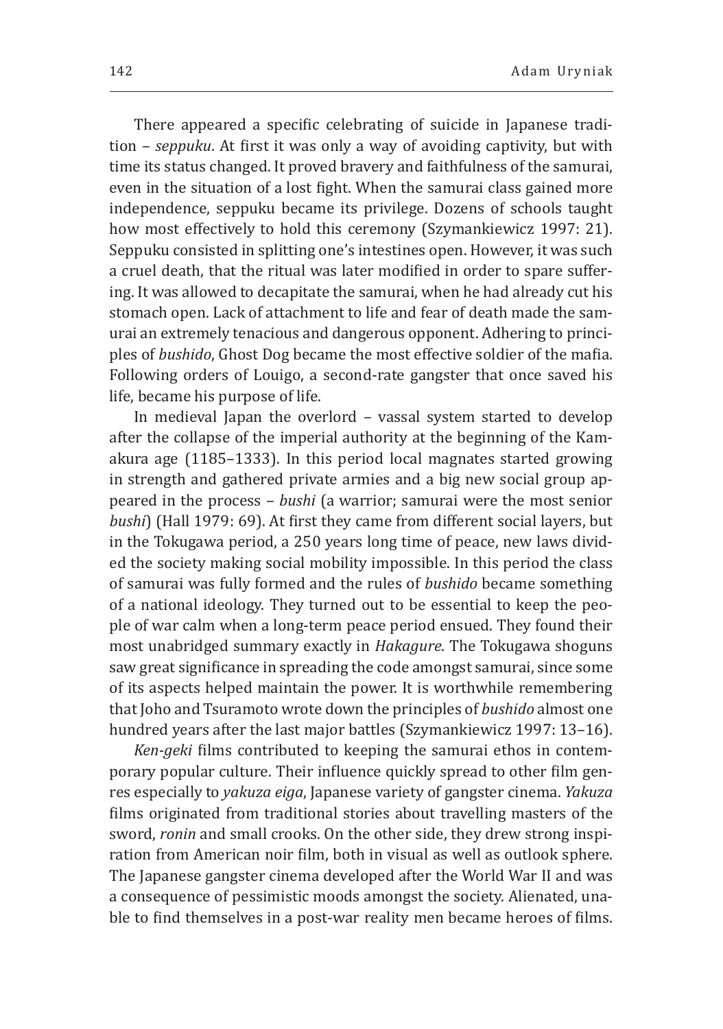There appeared a specific celebrating of suicide in Japanese tradition – *seppuku*. At first it was only a way of avoiding captivity, but with time its status changed. It proved bravery and faithfulness of the samurai, even in the situation of a lost fight. When the samurai class gained more independence, seppuku became its privilege. Dozens of schools taught how most effectively to hold this ceremony (Szymankiewicz 1997: 21). Seppuku consisted in splitting one's intestines open. However, it was such a cruel death, that the ritual was later modified in order to spare suffering. It was allowed to decapitate the samurai, when he had already cut his stomach open. Lack of attachment to life and fear of death made the samurai an extremely tenacious and dangerous opponent. Adhering to principles of *bushido*, Ghost Dog became the most effective soldier of the mafia. Following orders of Louigo, a second-rate gangster that once saved his life, became his purpose of life.

In medieval Japan the overlord – vassal system started to develop after the collapse of the imperial authority at the beginning of the Kamakura age (1185–1333). In this period local magnates started growing in strength and gathered private armies and a big new social group appeared in the process – *bushi* (a warrior; samurai were the most senior *bushi*) (Hall 1979: 69). At first they came from different social layers, but in the Tokugawa period, a 250 years long time of peace, new laws divided the society making social mobility impossible. In this period the class of samurai was fully formed and the rules of *bushido* became something of a national ideology. They turned out to be essential to keep the people of war calm when a long-term peace period ensued. They found their most unabridged summary exactly in *Hakagure*. The Tokugawa shoguns saw great significance in spreading the code amongst samurai, since some of its aspects helped maintain the power. It is worthwhile remembering that Joho and Tsuramoto wrote down the principles of *bushido* almost one hundred years after the last major battles (Szymankiewicz 1997: 13–16).

*Ken-geki* films contributed to keeping the samurai ethos in contemporary popular culture. Their influence quickly spread to other film genres especially to *yakuza eiga*, Japanese variety of gangster cinema. *Yakuza* films originated from traditional stories about travelling masters of the sword, *ronin* and small crooks. On the other side, they drew strong inspiration from American noir film, both in visual as well as outlook sphere. The Japanese gangster cinema developed after the World War II and was a consequence of pessimistic moods amongst the society. Alienated, unable to find themselves in a post-war reality men became heroes of films.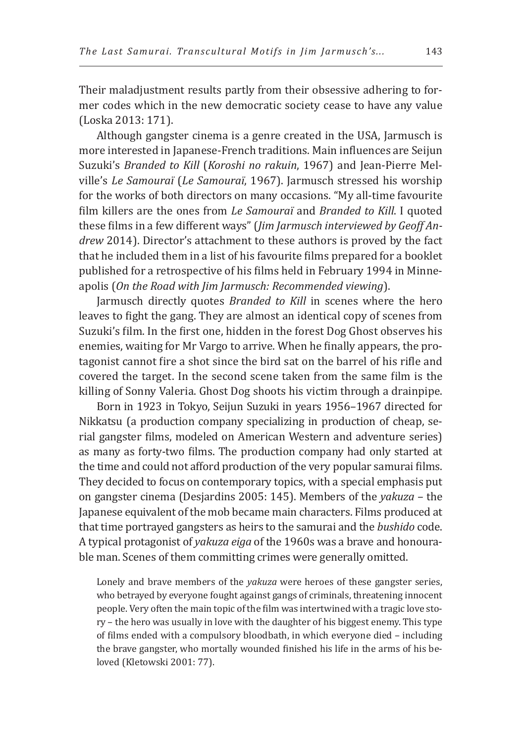Their maladjustment results partly from their obsessive adhering to former codes which in the new democratic society cease to have any value (Loska 2013: 171).

Although gangster cinema is a genre created in the USA, Jarmusch is more interested in Japanese-French traditions. Main influences are Seijun Suzuki's *Branded to Kill* (*Koroshi no rakuin*, 1967) and Jean-Pierre Melville's *Le Samouraï* (*Le Samouraï*, 1967). Jarmusch stressed his worship for the works of both directors on many occasions. "My all-time favourite film killers are the ones from *Le Samouraï* and *Branded to Kill*. I quoted these films in a few different ways" (*Jim Jarmusch interviewed by Geoff Andrew* 2014). Director's attachment to these authors is proved by the fact that he included them in a list of his favourite films prepared for a booklet published for a retrospective of his films held in February 1994 in Minneapolis (*On the Road with Jim Jarmusch: Recommended viewing*).

Jarmusch directly quotes *Branded to Kill* in scenes where the hero leaves to fight the gang. They are almost an identical copy of scenes from Suzuki's film. In the first one, hidden in the forest Dog Ghost observes his enemies, waiting for Mr Vargo to arrive. When he finally appears, the protagonist cannot fire a shot since the bird sat on the barrel of his rifle and covered the target. In the second scene taken from the same film is the killing of Sonny Valeria. Ghost Dog shoots his victim through a drainpipe.

Born in 1923 in Tokyo, Seijun Suzuki in years 1956–1967 directed for Nikkatsu (a production company specializing in production of cheap, serial gangster films, modeled on American Western and adventure series) as many as forty-two films. The production company had only started at the time and could not afford production of the very popular samurai films. They decided to focus on contemporary topics, with a special emphasis put on gangster cinema (Desjardins 2005: 145). Members of the *yakuza* – the Japanese equivalent of the mob became main characters. Films produced at that time portrayed gangsters as heirs to the samurai and the *bushido* code. A typical protagonist of *yakuza eiga* of the 1960s was a brave and honourable man. Scenes of them committing crimes were generally omitted.

> Lonely and brave members of the *yakuza* were heroes of these gangster series, who betrayed by everyone fought against gangs of criminals, threatening innocent people. Very often the main topic of the film was intertwined with a tragic love story – the hero was usually in love with the daughter of his biggest enemy. This type of films ended with a compulsory bloodbath, in which everyone died – including the brave gangster, who mortally wounded finished his life in the arms of his beloved (Kletowski 2001: 77).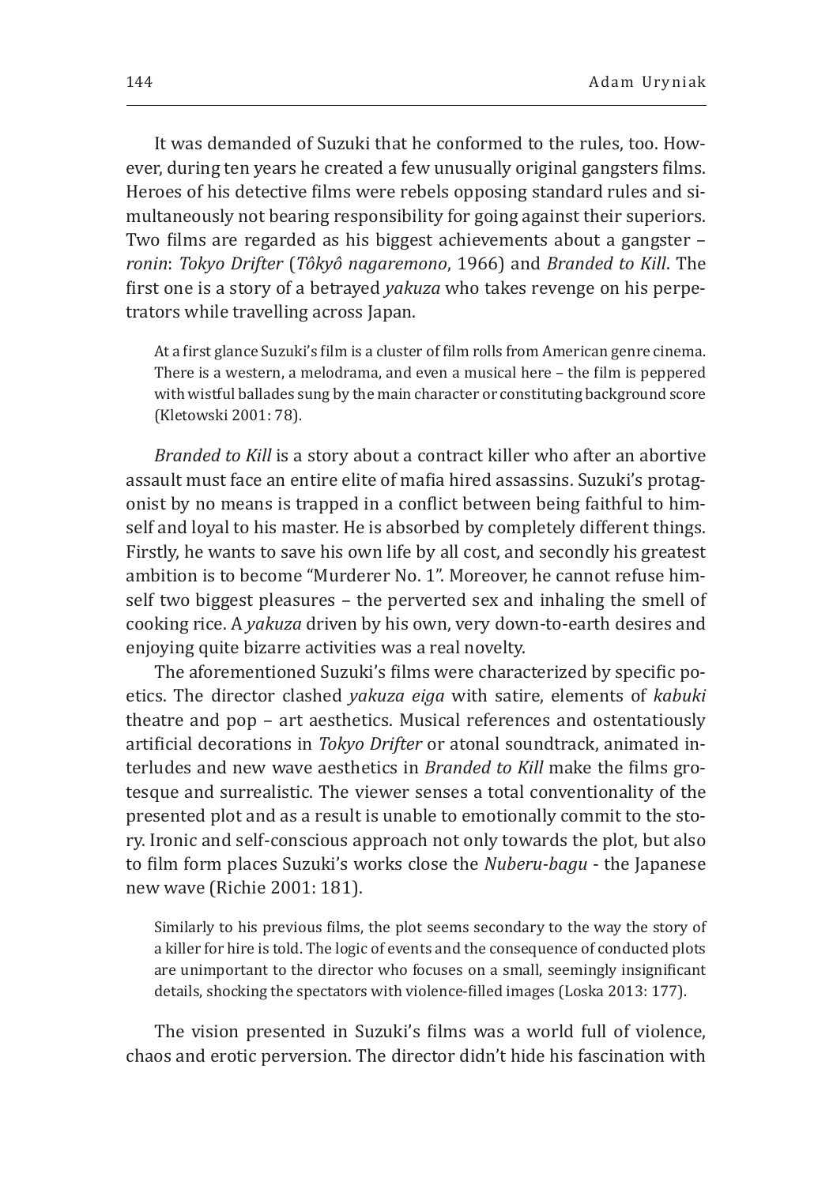It was demanded of Suzuki that he conformed to the rules, too. However, during ten years he created a few unusually original gangsters films. Heroes of his detective films were rebels opposing standard rules and simultaneously not bearing responsibility for going against their superiors. Two films are regarded as his biggest achievements about a gangster – *ronin*: *Tokyo Drifter* (*Tôkyô nagaremono*, 1966) and *Branded to Kill*. The first one is a story of a betrayed *yakuza* who takes revenge on his perpetrators while travelling across Japan.

> At a first glance Suzuki's film is a cluster of film rolls from American genre cinema. There is a western, a melodrama, and even a musical here – the film is peppered with wistful ballades sung by the main character or constituting background score (Kletowski 2001: 78).

*Branded to Kill* is a story about a contract killer who after an abortive assault must face an entire elite of mafia hired assassins. Suzuki's protagonist by no means is trapped in a conflict between being faithful to himself and loyal to his master. He is absorbed by completely different things. Firstly, he wants to save his own life by all cost, and secondly his greatest ambition is to become "Murderer No. 1". Moreover, he cannot refuse himself two biggest pleasures – the perverted sex and inhaling the smell of cooking rice. A *yakuza* driven by his own, very down-to-earth desires and enjoying quite bizarre activities was a real novelty.

The aforementioned Suzuki's films were characterized by specific poetics. The director clashed *yakuza eiga* with satire, elements of *kabuki* theatre and pop – art aesthetics. Musical references and ostentatiously artificial decorations in *Tokyo Drifter* or atonal soundtrack, animated interludes and new wave aesthetics in *Branded to Kill* make the films grotesque and surrealistic. The viewer senses a total conventionality of the presented plot and as a result is unable to emotionally commit to the story. Ironic and self-conscious approach not only towards the plot, but also to film form places Suzuki's works close the *Nuberu-bagu* - the Japanese new wave (Richie 2001: 181).

> Similarly to his previous films, the plot seems secondary to the way the story of a killer for hire is told. The logic of events and the consequence of conducted plots are unimportant to the director who focuses on a small, seemingly insignificant details, shocking the spectators with violence-filled images (Loska 2013: 177).

The vision presented in Suzuki's films was a world full of violence, chaos and erotic perversion. The director didn't hide his fascination with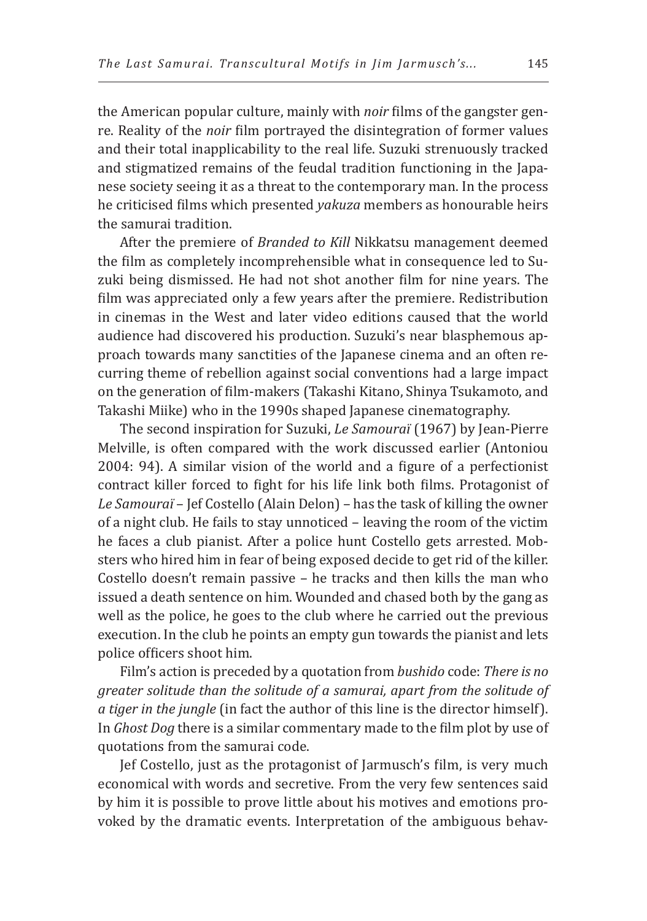the American popular culture, mainly with *noir* films of the gangster genre. Reality of the *noir* film portrayed the disintegration of former values and their total inapplicability to the real life. Suzuki strenuously tracked and stigmatized remains of the feudal tradition functioning in the Japanese society seeing it as a threat to the contemporary man. In the process he criticised films which presented *yakuza* members as honourable heirs the samurai tradition.

After the premiere of *Branded to Kill* Nikkatsu management deemed the film as completely incomprehensible what in consequence led to Suzuki being dismissed. He had not shot another film for nine years. The film was appreciated only a few years after the premiere. Redistribution in cinemas in the West and later video editions caused that the world audience had discovered his production. Suzuki's near blasphemous approach towards many sanctities of the Japanese cinema and an often recurring theme of rebellion against social conventions had a large impact on the generation of film-makers (Takashi Kitano, Shinya Tsukamoto, and Takashi Miike) who in the 1990s shaped Japanese cinematography.

The second inspiration for Suzuki, *Le Samouraï* (1967) by Jean-Pierre Melville, is often compared with the work discussed earlier (Antoniou 2004: 94). A similar vision of the world and a figure of a perfectionist contract killer forced to fight for his life link both films. Protagonist of *Le Samouraï* – Jef Costello (Alain Delon) – has the task of killing the owner of a night club. He fails to stay unnoticed – leaving the room of the victim he faces a club pianist. After a police hunt Costello gets arrested. Mobsters who hired him in fear of being exposed decide to get rid of the killer. Costello doesn't remain passive – he tracks and then kills the man who issued a death sentence on him. Wounded and chased both by the gang as well as the police, he goes to the club where he carried out the previous execution. In the club he points an empty gun towards the pianist and lets police officers shoot him.

Film's action is preceded by a quotation from *bushido* code: *There is no greater solitude than the solitude of a samurai, apart from the solitude of a tiger in the jungle* (in fact the author of this line is the director himself). In *Ghost Dog* there is a similar commentary made to the film plot by use of quotations from the samurai code.

Jef Costello, just as the protagonist of Jarmusch's film, is very much economical with words and secretive. From the very few sentences said by him it is possible to prove little about his motives and emotions provoked by the dramatic events. Interpretation of the ambiguous behav-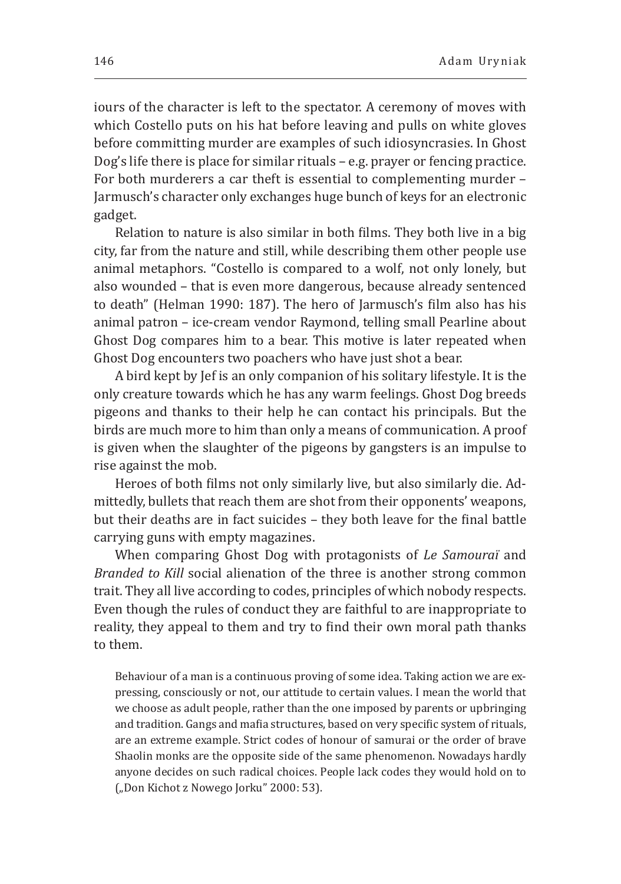iours of the character is left to the spectator. A ceremony of moves with which Costello puts on his hat before leaving and pulls on white gloves before committing murder are examples of such idiosyncrasies. In Ghost Dog's life there is place for similar rituals – e.g. prayer or fencing practice. For both murderers a car theft is essential to complementing murder – Jarmusch's character only exchanges huge bunch of keys for an electronic gadget.

Relation to nature is also similar in both films. They both live in a big city, far from the nature and still, while describing them other people use animal metaphors. "Costello is compared to a wolf, not only lonely, but also wounded – that is even more dangerous, because already sentenced to death" (Helman 1990: 187). The hero of Jarmusch's film also has his animal patron – ice-cream vendor Raymond, telling small Pearline about Ghost Dog compares him to a bear. This motive is later repeated when Ghost Dog encounters two poachers who have just shot a bear.

A bird kept by Jef is an only companion of his solitary lifestyle. It is the only creature towards which he has any warm feelings. Ghost Dog breeds pigeons and thanks to their help he can contact his principals. But the birds are much more to him than only a means of communication. A proof is given when the slaughter of the pigeons by gangsters is an impulse to rise against the mob.

Heroes of both films not only similarly live, but also similarly die. Admittedly, bullets that reach them are shot from their opponents' weapons, but their deaths are in fact suicides – they both leave for the final battle carrying guns with empty magazines.

When comparing Ghost Dog with protagonists of *Le Samouraï* and *Branded to Kill* social alienation of the three is another strong common trait. They all live according to codes, principles of which nobody respects. Even though the rules of conduct they are faithful to are inappropriate to reality, they appeal to them and try to find their own moral path thanks to them.

> Behaviour of a man is a continuous proving of some idea. Taking action we are expressing, consciously or not, our attitude to certain values. I mean the world that we choose as adult people, rather than the one imposed by parents or upbringing and tradition. Gangs and mafia structures, based on very specific system of rituals, are an extreme example. Strict codes of honour of samurai or the order of brave Shaolin monks are the opposite side of the same phenomenon. Nowadays hardly anyone decides on such radical choices. People lack codes they would hold on to („Don Kichot z Nowego Jorku" 2000: 53).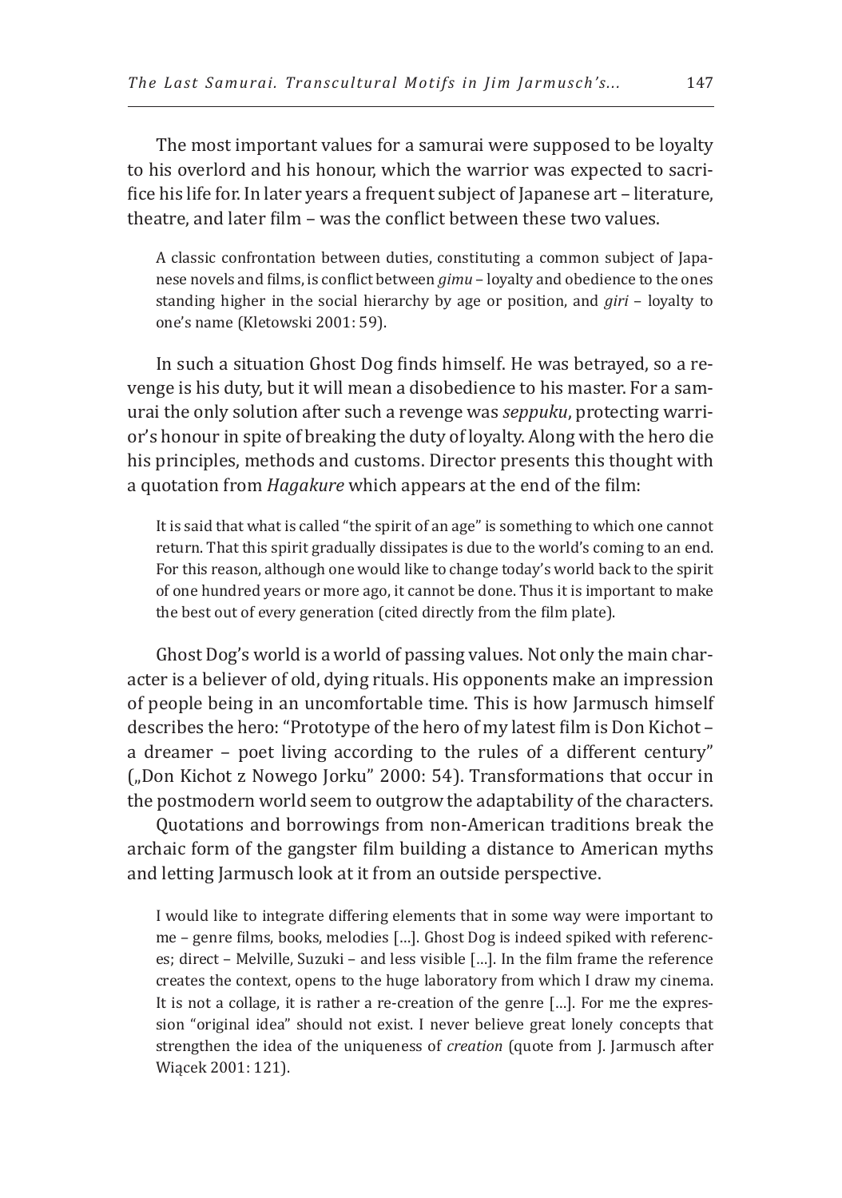The most important values for a samurai were supposed to be loyalty to his overlord and his honour, which the warrior was expected to sacrifice his life for. In later years a frequent subject of Japanese art – literature, theatre, and later film – was the conflict between these two values.

> A classic confrontation between duties, constituting a common subject of Japanese novels and films, is conflict between *gimu* – loyalty and obedience to the ones standing higher in the social hierarchy by age or position, and *giri* – loyalty to one's name (Kletowski 2001: 59).

In such a situation Ghost Dog finds himself. He was betrayed, so a revenge is his duty, but it will mean a disobedience to his master. For a samurai the only solution after such a revenge was *seppuku*, protecting warrior's honour in spite of breaking the duty of loyalty. Along with the hero die his principles, methods and customs. Director presents this thought with a quotation from *Hagakure* which appears at the end of the film:

> It is said that what is called "the spirit of an age" is something to which one cannot return. That this spirit gradually dissipates is due to the world's coming to an end. For this reason, although one would like to change today's world back to the spirit of one hundred years or more ago, it cannot be done. Thus it is important to make the best out of every generation (cited directly from the film plate).

Ghost Dog's world is a world of passing values. Not only the main character is a believer of old, dying rituals. His opponents make an impression of people being in an uncomfortable time. This is how Jarmusch himself describes the hero: "Prototype of the hero of my latest film is Don Kichot – a dreamer – poet living according to the rules of a different century" („Don Kichot z Nowego Jorku" 2000: 54). Transformations that occur in the postmodern world seem to outgrow the adaptability of the characters.

Quotations and borrowings from non-American traditions break the archaic form of the gangster film building a distance to American myths and letting Jarmusch look at it from an outside perspective.

> I would like to integrate differing elements that in some way were important to me – genre films, books, melodies […]. Ghost Dog is indeed spiked with references; direct – Melville, Suzuki – and less visible […]. In the film frame the reference creates the context, opens to the huge laboratory from which I draw my cinema. It is not a collage, it is rather a re-creation of the genre […]. For me the expression "original idea" should not exist. I never believe great lonely concepts that strengthen the idea of the uniqueness of *creation* (quote from J. Jarmusch after Wiącek 2001: 121).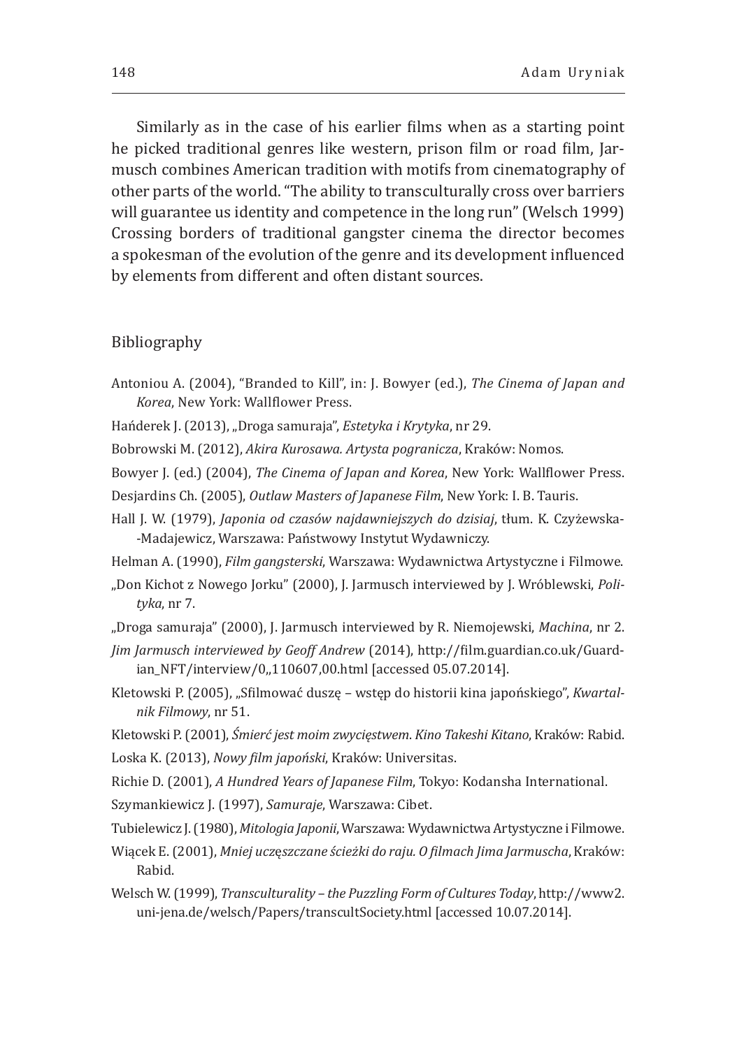Similarly as in the case of his earlier films when as a starting point he picked traditional genres like western, prison film or road film, Jarmusch combines American tradition with motifs from cinematography of other parts of the world. "The ability to transculturally cross over barriers will guarantee us identity and competence in the long run" (Welsch 1999) Crossing borders of traditional gangster cinema the director becomes a spokesman of the evolution of the genre and its development influenced by elements from different and often distant sources.

## Bibliography

Antoniou A. (2004), "Branded to Kill", in: J. Bowyer (ed.), *The Cinema of Japan and Korea*, New York: Wallflower Press.

Hańderek J. (2013), „Droga samuraja", *Estetyka i Krytyka*, nr 29.

Bobrowski M. (2012), *Akira Kurosawa. Artysta pogranicza*, Kraków: Nomos.

Bowyer J. (ed.) (2004), *The Cinema of Japan and Korea*, New York: Wallflower Press.

Desjardins Ch. (2005), *Outlaw Masters of Japanese Film*, New York: I. B. Tauris.

Hall J. W. (1979), *Japonia od czasów najdawniejszych do dzisiaj*, tłum. K. Czyżewska-Madajewicz, Warszawa: Państwowy Instytut Wydawniczy.

Helman A. (1990), *Film gangsterski*, Warszawa: Wydawnictwa Artystyczne i Filmowe.

„Don Kichot z Nowego Jorku" (2000), J. Jarmusch interviewed by J. Wróblewski, *Polityka*, nr 7.

„Droga samuraja" (2000), J. Jarmusch interviewed by R. Niemojewski, *Machina*, nr 2.

*Jim Jarmusch interviewed by Geoff Andrew* (2014), http://film.guardian.co.uk/Guardian_NFT/interview/0,,110607,00.html [accessed 05.07.2014].

Kletowski P. (2005), „Sfilmować duszę – wstęp do historii kina japońskiego", *Kwartalnik Filmowy*, nr 51.

Kletowski P. (2001), *Śmierć jest moim zwycięstwem. Kino Takeshi Kitano*, Kraków: Rabid.

Loska K. (2013), *Nowy film japoński*, Kraków: Universitas.

Richie D. (2001), *A Hundred Years of Japanese Film*, Tokyo: Kodansha International.

Szymankiewicz J. (1997), *Samuraje*, Warszawa: Cibet.

Tubielewicz J. (1980), *Mitologia Japonii*, Warszawa: Wydawnictwa Artystyczne i Filmowe.

Wiącek E. (2001), *Mniej uczęszczane ścieżki do raju. O filmach Jima Jarmuscha*, Kraków: Rabid.

Welsch W. (1999), *Transculturality – the Puzzling Form of Cultures Today*, http://www2.uni-jena.de/welsch/Papers/transcultSociety.html [accessed 10.07.2014].